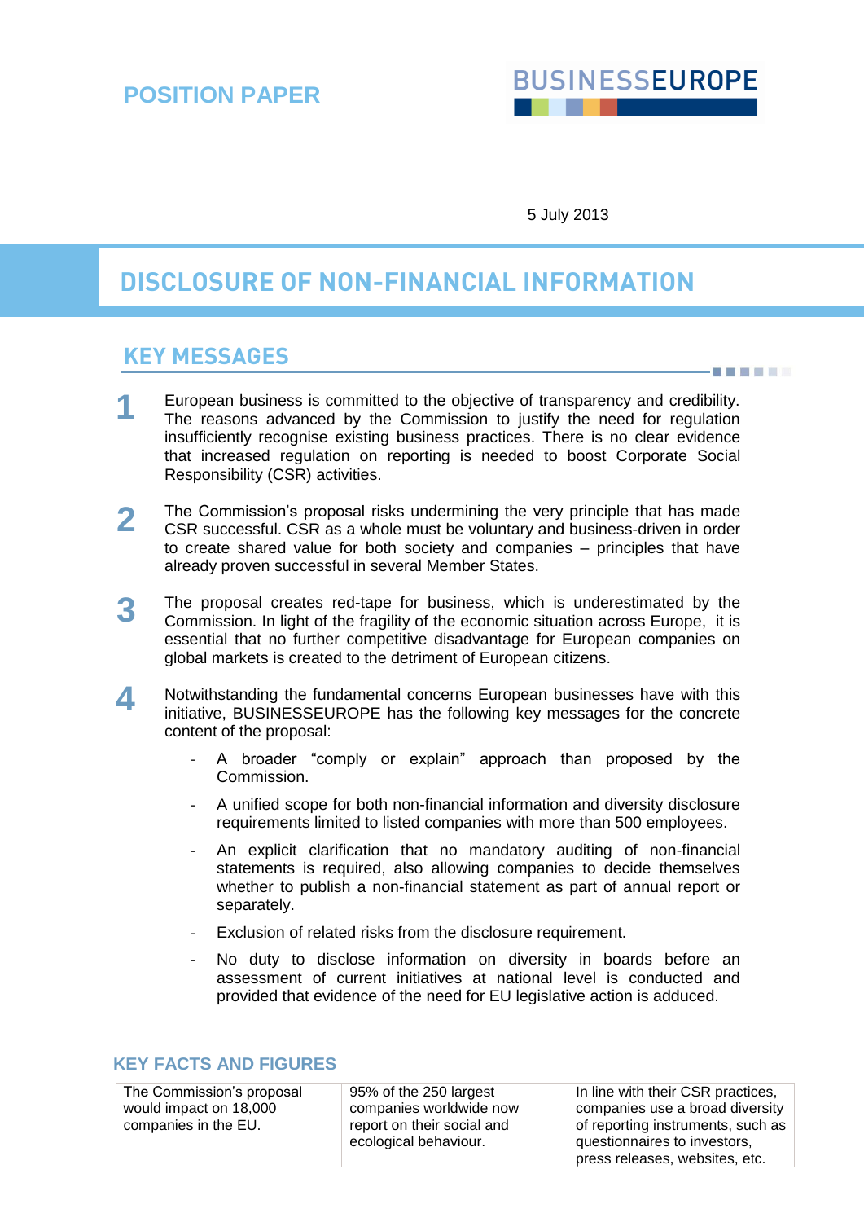POSITION PAPER

BUSINESSEUROPE

5 July 2013

# DISCLOSURE OF NON-FINANCIAL INFORMATION

## KEY MESSAGES

1. European business is committed to the objective of transparency and credibility. The reasons advanced by the Commission to justify the need for regulation insufficiently recognise existing business practices. There is no clear evidence that increased regulation on reporting is needed to boost Corporate Social Responsibility (CSR) activities.

2. The Commission's proposal risks undermining the very principle that has made CSR successful. CSR as a whole must be voluntary and business-driven in order to create shared value for both society and companies – principles that have already proven successful in several Member States.

3. The proposal creates red-tape for business, which is underestimated by the Commission. In light of the fragility of the economic situation across Europe, it is essential that no further competitive disadvantage for European companies on global markets is created to the detriment of European citizens.

4. Notwithstanding the fundamental concerns European businesses have with this initiative, BUSINESSEUROPE has the following key messages for the concrete content of the proposal:
   - A broader "comply or explain" approach than proposed by the Commission.
   - A unified scope for both non-financial information and diversity disclosure requirements limited to listed companies with more than 500 employees.
   - An explicit clarification that no mandatory auditing of non-financial statements is required, also allowing companies to decide themselves whether to publish a non-financial statement as part of annual report or separately.
   - Exclusion of related risks from the disclosure requirement.
   - No duty to disclose information on diversity in boards before an assessment of current initiatives at national level is conducted and provided that evidence of the need for EU legislative action is adduced.

### KEY FACTS AND FIGURES

| | | |
|---|---|---|
| The Commission's proposal would impact on 18,000 companies in the EU. | 95% of the 250 largest companies worldwide now report on their social and ecological behaviour. | In line with their CSR practices, companies use a broad diversity of reporting instruments, such as questionnaires to investors, press releases, websites, etc. |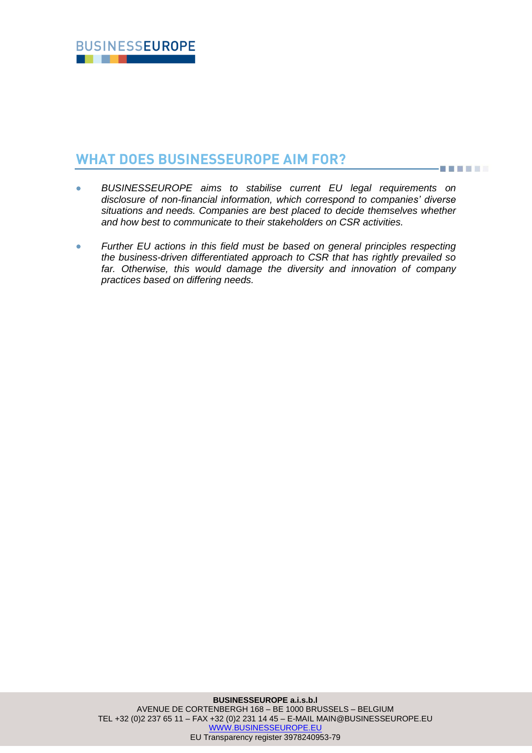## WHAT DOES BUSINESSEUROPE AIM FOR?

- *BUSINESSEUROPE aims to stabilise current EU legal requirements on disclosure of non-financial information, which correspond to companies' diverse situations and needs. Companies are best placed to decide themselves whether and how best to communicate to their stakeholders on CSR activities.*

- *Further EU actions in this field must be based on general principles respecting the business-driven differentiated approach to CSR that has rightly prevailed so far. Otherwise, this would damage the diversity and innovation of company practices based on differing needs.*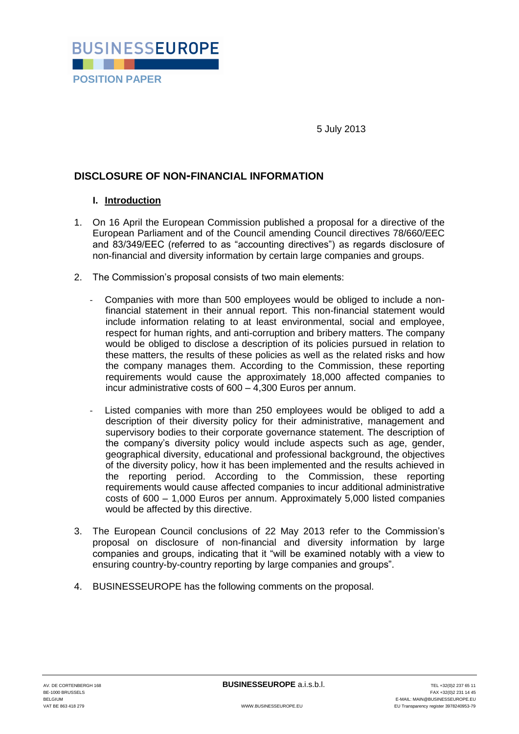BUSINESSEUROPE

POSITION PAPER

5 July 2013

# DISCLOSURE OF NON-FINANCIAL INFORMATION

## I. Introduction

1. On 16 April the European Commission published a proposal for a directive of the European Parliament and of the Council amending Council directives 78/660/EEC and 83/349/EEC (referred to as "accounting directives") as regards disclosure of non-financial and diversity information by certain large companies and groups.

2. The Commission's proposal consists of two main elements:

   - Companies with more than 500 employees would be obliged to include a non-financial statement in their annual report. This non-financial statement would include information relating to at least environmental, social and employee, respect for human rights, and anti-corruption and bribery matters. The company would be obliged to disclose a description of its policies pursued in relation to these matters, the results of these policies as well as the related risks and how the company manages them. According to the Commission, these reporting requirements would cause the approximately 18,000 affected companies to incur administrative costs of 600 – 4,300 Euros per annum.

   - Listed companies with more than 250 employees would be obliged to add a description of their diversity policy for their administrative, management and supervisory bodies to their corporate governance statement. The description of the company's diversity policy would include aspects such as age, gender, geographical diversity, educational and professional background, the objectives of the diversity policy, how it has been implemented and the results achieved in the reporting period. According to the Commission, these reporting requirements would cause affected companies to incur additional administrative costs of 600 – 1,000 Euros per annum. Approximately 5,000 listed companies would be affected by this directive.

3. The European Council conclusions of 22 May 2013 refer to the Commission's proposal on disclosure of non-financial and diversity information by large companies and groups, indicating that it "will be examined notably with a view to ensuring country-by-country reporting by large companies and groups".

4. BUSINESSEUROPE has the following comments on the proposal.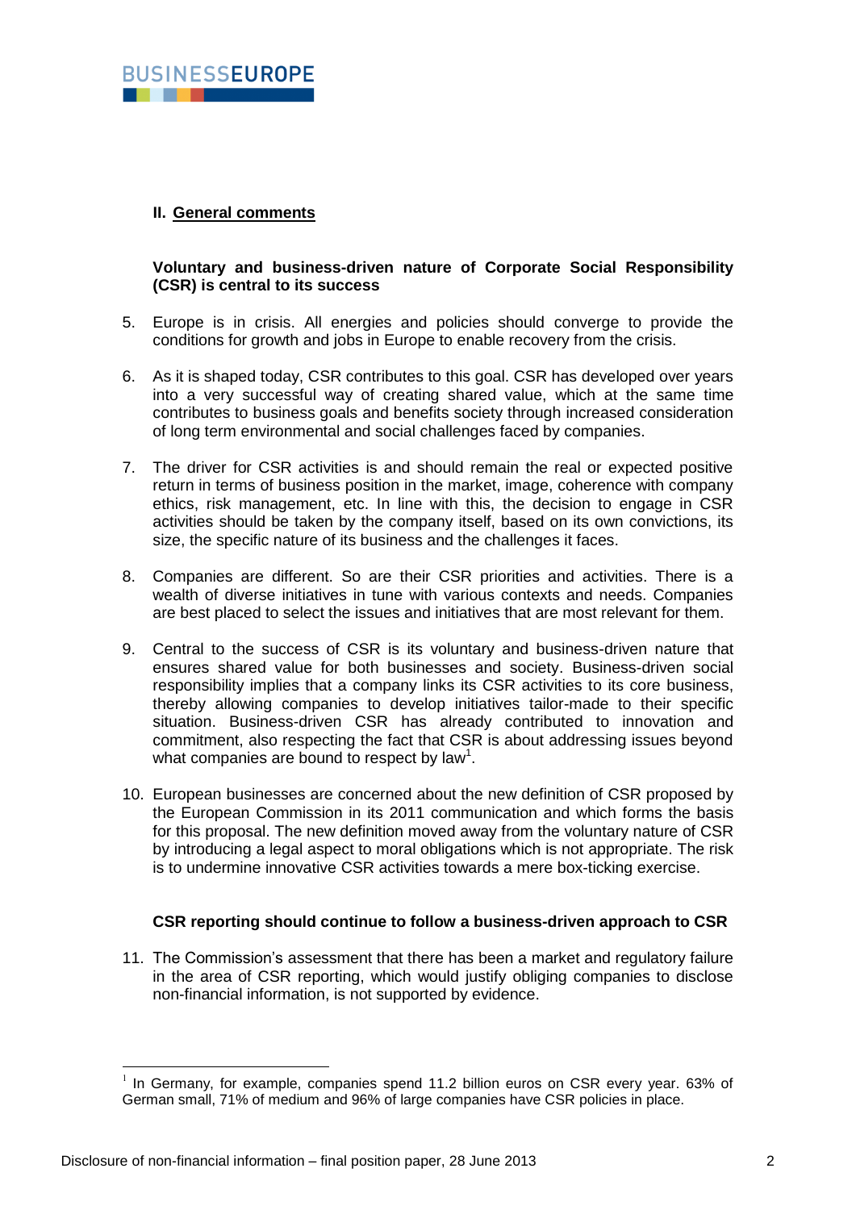## II. General comments

### Voluntary and business-driven nature of Corporate Social Responsibility (CSR) is central to its success

5. Europe is in crisis. All energies and policies should converge to provide the conditions for growth and jobs in Europe to enable recovery from the crisis.

6. As it is shaped today, CSR contributes to this goal. CSR has developed over years into a very successful way of creating shared value, which at the same time contributes to business goals and benefits society through increased consideration of long term environmental and social challenges faced by companies.

7. The driver for CSR activities is and should remain the real or expected positive return in terms of business position in the market, image, coherence with company ethics, risk management, etc. In line with this, the decision to engage in CSR activities should be taken by the company itself, based on its own convictions, its size, the specific nature of its business and the challenges it faces.

8. Companies are different. So are their CSR priorities and activities. There is a wealth of diverse initiatives in tune with various contexts and needs. Companies are best placed to select the issues and initiatives that are most relevant for them.

9. Central to the success of CSR is its voluntary and business-driven nature that ensures shared value for both businesses and society. Business-driven social responsibility implies that a company links its CSR activities to its core business, thereby allowing companies to develop initiatives tailor-made to their specific situation. Business-driven CSR has already contributed to innovation and commitment, also respecting the fact that CSR is about addressing issues beyond what companies are bound to respect by law[1].

10. European businesses are concerned about the new definition of CSR proposed by the European Commission in its 2011 communication and which forms the basis for this proposal. The new definition moved away from the voluntary nature of CSR by introducing a legal aspect to moral obligations which is not appropriate. The risk is to undermine innovative CSR activities towards a mere box-ticking exercise.

### CSR reporting should continue to follow a business-driven approach to CSR

11. The Commission's assessment that there has been a market and regulatory failure in the area of CSR reporting, which would justify obliging companies to disclose non-financial information, is not supported by evidence.

---

[1] In Germany, for example, companies spend 11.2 billion euros on CSR every year. 63% of German small, 71% of medium and 96% of large companies have CSR policies in place.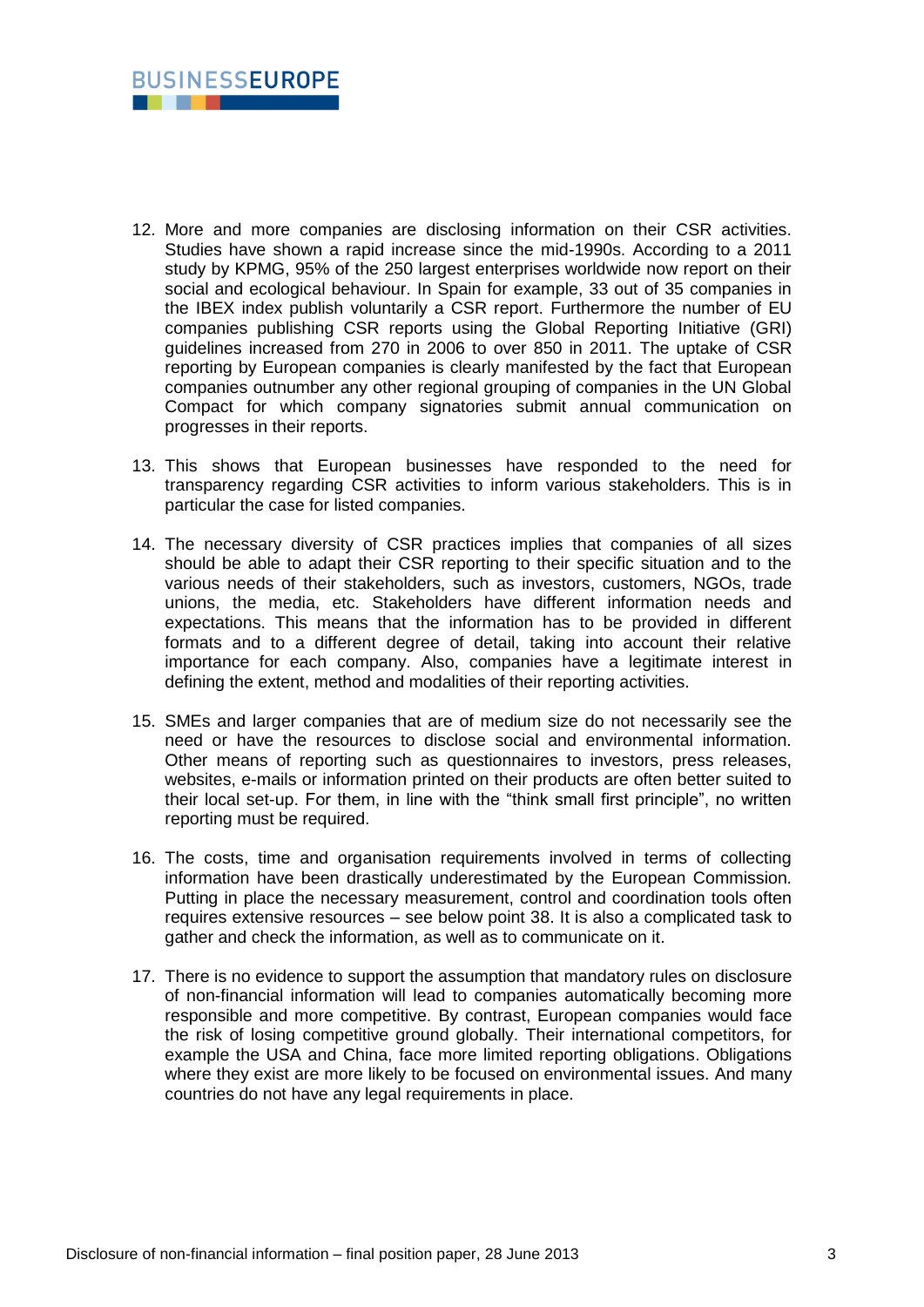12. More and more companies are disclosing information on their CSR activities. Studies have shown a rapid increase since the mid-1990s. According to a 2011 study by KPMG, 95% of the 250 largest enterprises worldwide now report on their social and ecological behaviour. In Spain for example, 33 out of 35 companies in the IBEX index publish voluntarily a CSR report. Furthermore the number of EU companies publishing CSR reports using the Global Reporting Initiative (GRI) guidelines increased from 270 in 2006 to over 850 in 2011. The uptake of CSR reporting by European companies is clearly manifested by the fact that European companies outnumber any other regional grouping of companies in the UN Global Compact for which company signatories submit annual communication on progresses in their reports.

13. This shows that European businesses have responded to the need for transparency regarding CSR activities to inform various stakeholders. This is in particular the case for listed companies.

14. The necessary diversity of CSR practices implies that companies of all sizes should be able to adapt their CSR reporting to their specific situation and to the various needs of their stakeholders, such as investors, customers, NGOs, trade unions, the media, etc. Stakeholders have different information needs and expectations. This means that the information has to be provided in different formats and to a different degree of detail, taking into account their relative importance for each company. Also, companies have a legitimate interest in defining the extent, method and modalities of their reporting activities.

15. SMEs and larger companies that are of medium size do not necessarily see the need or have the resources to disclose social and environmental information. Other means of reporting such as questionnaires to investors, press releases, websites, e-mails or information printed on their products are often better suited to their local set-up. For them, in line with the "think small first principle", no written reporting must be required.

16. The costs, time and organisation requirements involved in terms of collecting information have been drastically underestimated by the European Commission. Putting in place the necessary measurement, control and coordination tools often requires extensive resources – see below point 38. It is also a complicated task to gather and check the information, as well as to communicate on it.

17. There is no evidence to support the assumption that mandatory rules on disclosure of non-financial information will lead to companies automatically becoming more responsible and more competitive. By contrast, European companies would face the risk of losing competitive ground globally. Their international competitors, for example the USA and China, face more limited reporting obligations. Obligations where they exist are more likely to be focused on environmental issues. And many countries do not have any legal requirements in place.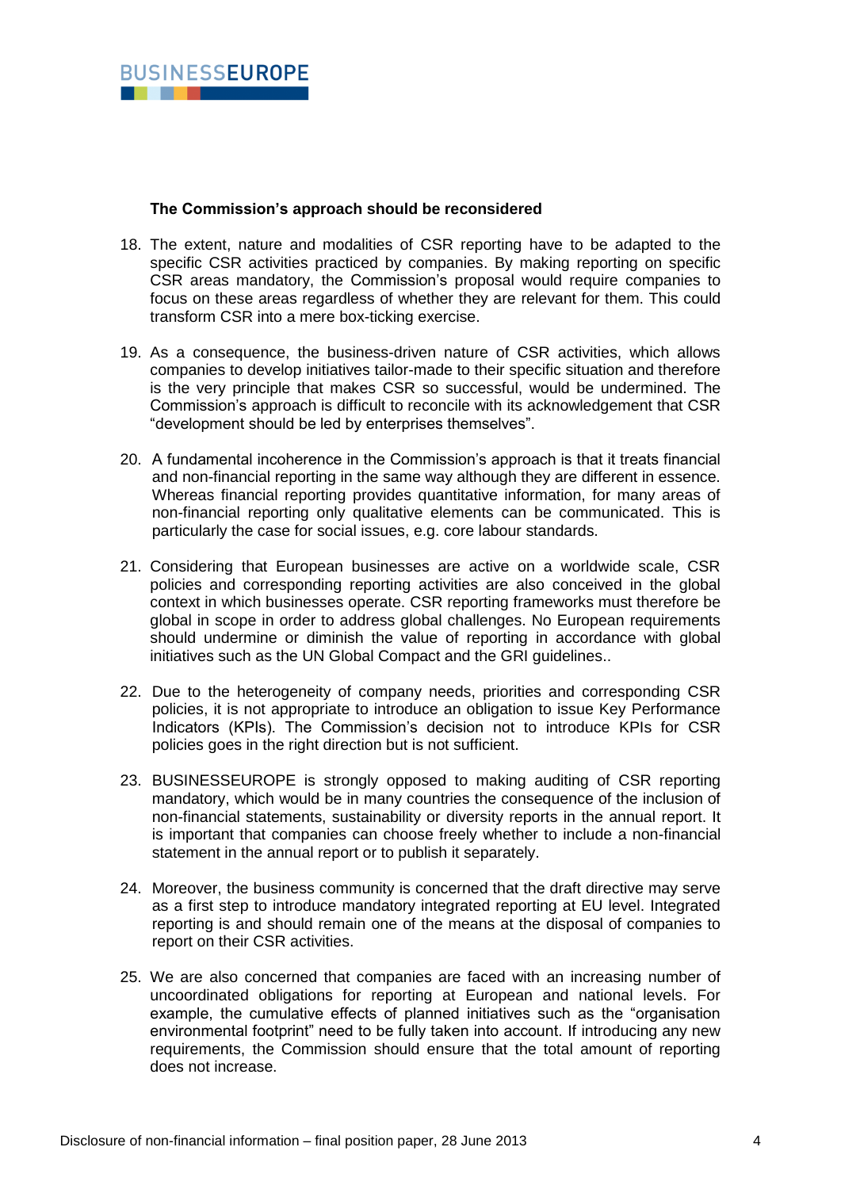**The Commission's approach should be reconsidered**

18. The extent, nature and modalities of CSR reporting have to be adapted to the specific CSR activities practiced by companies. By making reporting on specific CSR areas mandatory, the Commission's proposal would require companies to focus on these areas regardless of whether they are relevant for them. This could transform CSR into a mere box-ticking exercise.

19. As a consequence, the business-driven nature of CSR activities, which allows companies to develop initiatives tailor-made to their specific situation and therefore is the very principle that makes CSR so successful, would be undermined. The Commission's approach is difficult to reconcile with its acknowledgement that CSR "development should be led by enterprises themselves".

20. A fundamental incoherence in the Commission's approach is that it treats financial and non-financial reporting in the same way although they are different in essence. Whereas financial reporting provides quantitative information, for many areas of non-financial reporting only qualitative elements can be communicated. This is particularly the case for social issues, e.g. core labour standards.

21. Considering that European businesses are active on a worldwide scale, CSR policies and corresponding reporting activities are also conceived in the global context in which businesses operate. CSR reporting frameworks must therefore be global in scope in order to address global challenges. No European requirements should undermine or diminish the value of reporting in accordance with global initiatives such as the UN Global Compact and the GRI guidelines..

22. Due to the heterogeneity of company needs, priorities and corresponding CSR policies, it is not appropriate to introduce an obligation to issue Key Performance Indicators (KPIs). The Commission's decision not to introduce KPIs for CSR policies goes in the right direction but is not sufficient.

23. BUSINESSEUROPE is strongly opposed to making auditing of CSR reporting mandatory, which would be in many countries the consequence of the inclusion of non-financial statements, sustainability or diversity reports in the annual report. It is important that companies can choose freely whether to include a non-financial statement in the annual report or to publish it separately.

24. Moreover, the business community is concerned that the draft directive may serve as a first step to introduce mandatory integrated reporting at EU level. Integrated reporting is and should remain one of the means at the disposal of companies to report on their CSR activities.

25. We are also concerned that companies are faced with an increasing number of uncoordinated obligations for reporting at European and national levels. For example, the cumulative effects of planned initiatives such as the "organisation environmental footprint" need to be fully taken into account. If introducing any new requirements, the Commission should ensure that the total amount of reporting does not increase.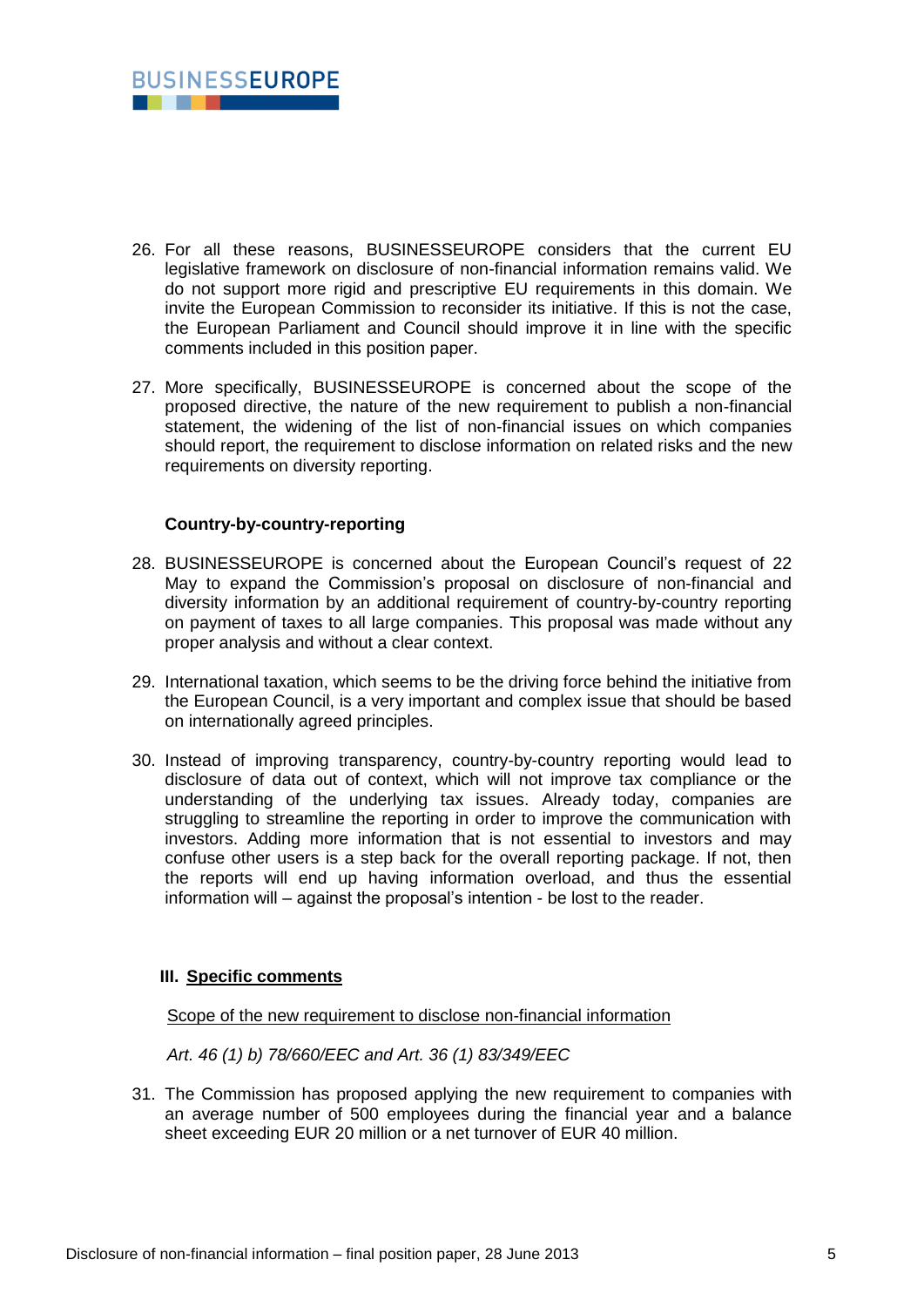26. For all these reasons, BUSINESSEUROPE considers that the current EU legislative framework on disclosure of non-financial information remains valid. We do not support more rigid and prescriptive EU requirements in this domain. We invite the European Commission to reconsider its initiative. If this is not the case, the European Parliament and Council should improve it in line with the specific comments included in this position paper.

27. More specifically, BUSINESSEUROPE is concerned about the scope of the proposed directive, the nature of the new requirement to publish a non-financial statement, the widening of the list of non-financial issues on which companies should report, the requirement to disclose information on related risks and the new requirements on diversity reporting.

**Country-by-country-reporting**

28. BUSINESSEUROPE is concerned about the European Council's request of 22 May to expand the Commission's proposal on disclosure of non-financial and diversity information by an additional requirement of country-by-country reporting on payment of taxes to all large companies. This proposal was made without any proper analysis and without a clear context.

29. International taxation, which seems to be the driving force behind the initiative from the European Council, is a very important and complex issue that should be based on internationally agreed principles.

30. Instead of improving transparency, country-by-country reporting would lead to disclosure of data out of context, which will not improve tax compliance or the understanding of the underlying tax issues. Already today, companies are struggling to streamline the reporting in order to improve the communication with investors. Adding more information that is not essential to investors and may confuse other users is a step back for the overall reporting package. If not, then the reports will end up having information overload, and thus the essential information will – against the proposal's intention - be lost to the reader.

## III. Specific comments

Scope of the new requirement to disclose non-financial information

*Art. 46 (1) b) 78/660/EEC and Art. 36 (1) 83/349/EEC*

31. The Commission has proposed applying the new requirement to companies with an average number of 500 employees during the financial year and a balance sheet exceeding EUR 20 million or a net turnover of EUR 40 million.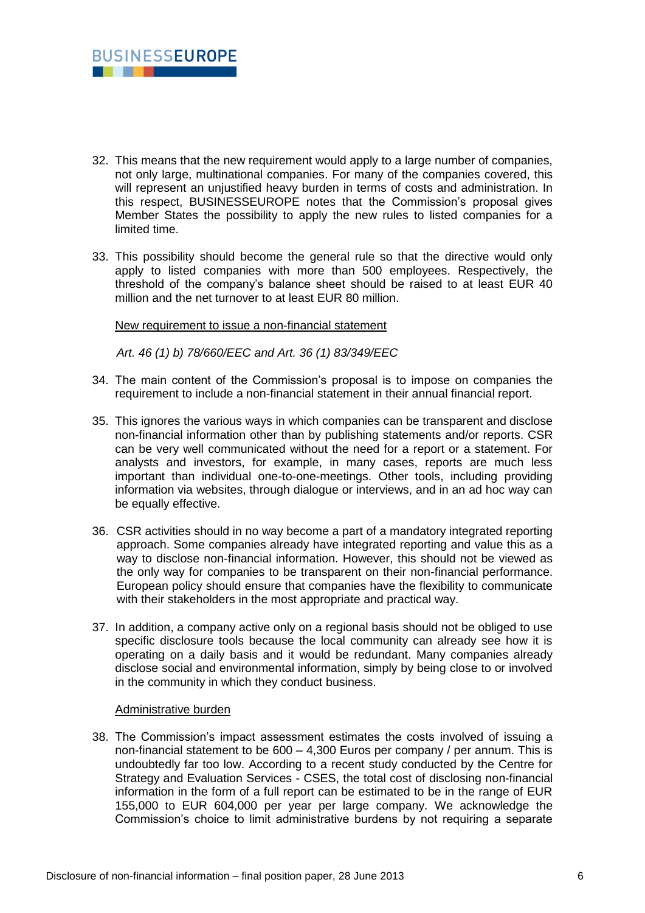32. This means that the new requirement would apply to a large number of companies, not only large, multinational companies. For many of the companies covered, this will represent an unjustified heavy burden in terms of costs and administration. In this respect, BUSINESSEUROPE notes that the Commission's proposal gives Member States the possibility to apply the new rules to listed companies for a limited time.

33. This possibility should become the general rule so that the directive would only apply to listed companies with more than 500 employees. Respectively, the threshold of the company's balance sheet should be raised to at least EUR 40 million and the net turnover to at least EUR 80 million.

<u>New requirement to issue a non-financial statement</u>

*Art. 46 (1) b) 78/660/EEC and Art. 36 (1) 83/349/EEC*

34. The main content of the Commission's proposal is to impose on companies the requirement to include a non-financial statement in their annual financial report.

35. This ignores the various ways in which companies can be transparent and disclose non-financial information other than by publishing statements and/or reports. CSR can be very well communicated without the need for a report or a statement. For analysts and investors, for example, in many cases, reports are much less important than individual one-to-one-meetings. Other tools, including providing information via websites, through dialogue or interviews, and in an ad hoc way can be equally effective.

36. CSR activities should in no way become a part of a mandatory integrated reporting approach. Some companies already have integrated reporting and value this as a way to disclose non-financial information. However, this should not be viewed as the only way for companies to be transparent on their non-financial performance. European policy should ensure that companies have the flexibility to communicate with their stakeholders in the most appropriate and practical way.

37. In addition, a company active only on a regional basis should not be obliged to use specific disclosure tools because the local community can already see how it is operating on a daily basis and it would be redundant. Many companies already disclose social and environmental information, simply by being close to or involved in the community in which they conduct business.

<u>Administrative burden</u>

38. The Commission's impact assessment estimates the costs involved of issuing a non-financial statement to be 600 – 4,300 Euros per company / per annum. This is undoubtedly far too low. According to a recent study conducted by the Centre for Strategy and Evaluation Services - CSES, the total cost of disclosing non-financial information in the form of a full report can be estimated to be in the range of EUR 155,000 to EUR 604,000 per year per large company. We acknowledge the Commission's choice to limit administrative burdens by not requiring a separate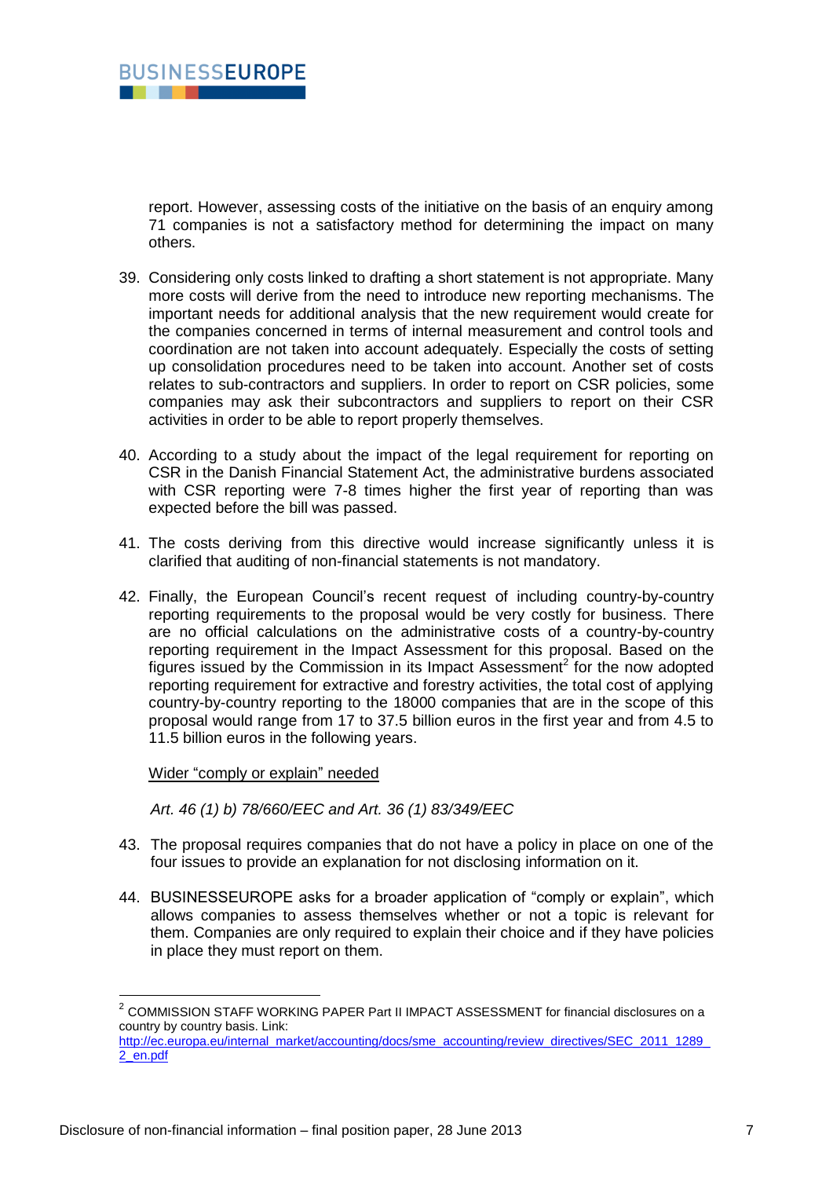report. However, assessing costs of the initiative on the basis of an enquiry among 71 companies is not a satisfactory method for determining the impact on many others.

39. Considering only costs linked to drafting a short statement is not appropriate. Many more costs will derive from the need to introduce new reporting mechanisms. The important needs for additional analysis that the new requirement would create for the companies concerned in terms of internal measurement and control tools and coordination are not taken into account adequately. Especially the costs of setting up consolidation procedures need to be taken into account. Another set of costs relates to sub-contractors and suppliers. In order to report on CSR policies, some companies may ask their subcontractors and suppliers to report on their CSR activities in order to be able to report properly themselves.

40. According to a study about the impact of the legal requirement for reporting on CSR in the Danish Financial Statement Act, the administrative burdens associated with CSR reporting were 7-8 times higher the first year of reporting than was expected before the bill was passed.

41. The costs deriving from this directive would increase significantly unless it is clarified that auditing of non-financial statements is not mandatory.

42. Finally, the European Council's recent request of including country-by-country reporting requirements to the proposal would be very costly for business. There are no official calculations on the administrative costs of a country-by-country reporting requirement in the Impact Assessment for this proposal. Based on the figures issued by the Commission in its Impact Assessment[2] for the now adopted reporting requirement for extractive and forestry activities, the total cost of applying country-by-country reporting to the 18000 companies that are in the scope of this proposal would range from 17 to 37.5 billion euros in the first year and from 4.5 to 11.5 billion euros in the following years.

<u>Wider "comply or explain" needed</u>

*Art. 46 (1) b) 78/660/EEC and Art. 36 (1) 83/349/EEC*

43. The proposal requires companies that do not have a policy in place on one of the four issues to provide an explanation for not disclosing information on it.

44. BUSINESSEUROPE asks for a broader application of "comply or explain", which allows companies to assess themselves whether or not a topic is relevant for them. Companies are only required to explain their choice and if they have policies in place they must report on them.

---

[2] COMMISSION STAFF WORKING PAPER Part II IMPACT ASSESSMENT for financial disclosures on a country by country basis. Link: http://ec.europa.eu/internal_market/accounting/docs/sme_accounting/review_directives/SEC_2011_1289_2_en.pdf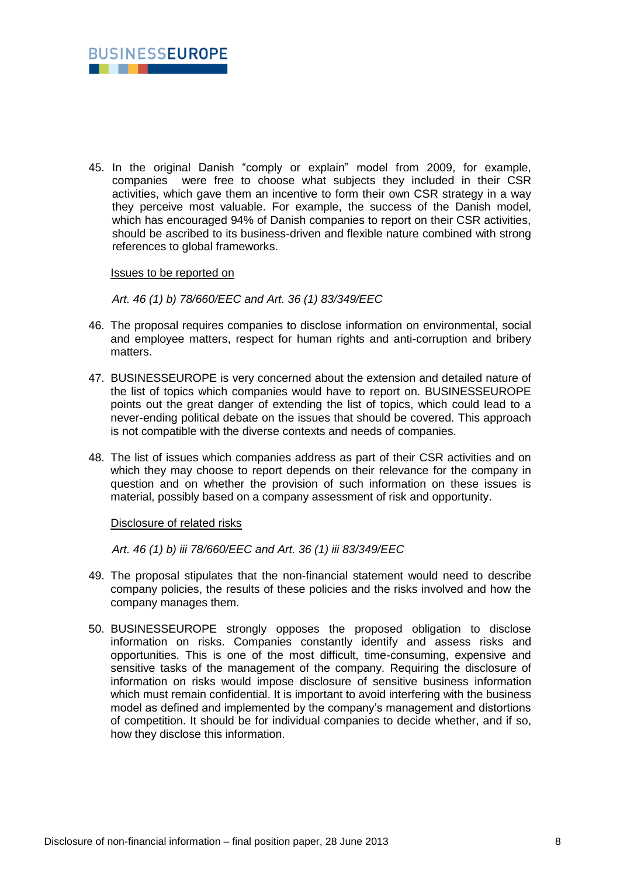45. In the original Danish "comply or explain" model from 2009, for example, companies were free to choose what subjects they included in their CSR activities, which gave them an incentive to form their own CSR strategy in a way they perceive most valuable. For example, the success of the Danish model, which has encouraged 94% of Danish companies to report on their CSR activities, should be ascribed to its business-driven and flexible nature combined with strong references to global frameworks.

<u>Issues to be reported on</u>

*Art. 46 (1) b) 78/660/EEC and Art. 36 (1) 83/349/EEC*

46. The proposal requires companies to disclose information on environmental, social and employee matters, respect for human rights and anti-corruption and bribery matters.

47. BUSINESSEUROPE is very concerned about the extension and detailed nature of the list of topics which companies would have to report on. BUSINESSEUROPE points out the great danger of extending the list of topics, which could lead to a never-ending political debate on the issues that should be covered. This approach is not compatible with the diverse contexts and needs of companies.

48. The list of issues which companies address as part of their CSR activities and on which they may choose to report depends on their relevance for the company in question and on whether the provision of such information on these issues is material, possibly based on a company assessment of risk and opportunity.

<u>Disclosure of related risks</u>

*Art. 46 (1) b) iii 78/660/EEC and Art. 36 (1) iii 83/349/EEC*

49. The proposal stipulates that the non-financial statement would need to describe company policies, the results of these policies and the risks involved and how the company manages them.

50. BUSINESSEUROPE strongly opposes the proposed obligation to disclose information on risks. Companies constantly identify and assess risks and opportunities. This is one of the most difficult, time-consuming, expensive and sensitive tasks of the management of the company. Requiring the disclosure of information on risks would impose disclosure of sensitive business information which must remain confidential. It is important to avoid interfering with the business model as defined and implemented by the company's management and distortions of competition. It should be for individual companies to decide whether, and if so, how they disclose this information.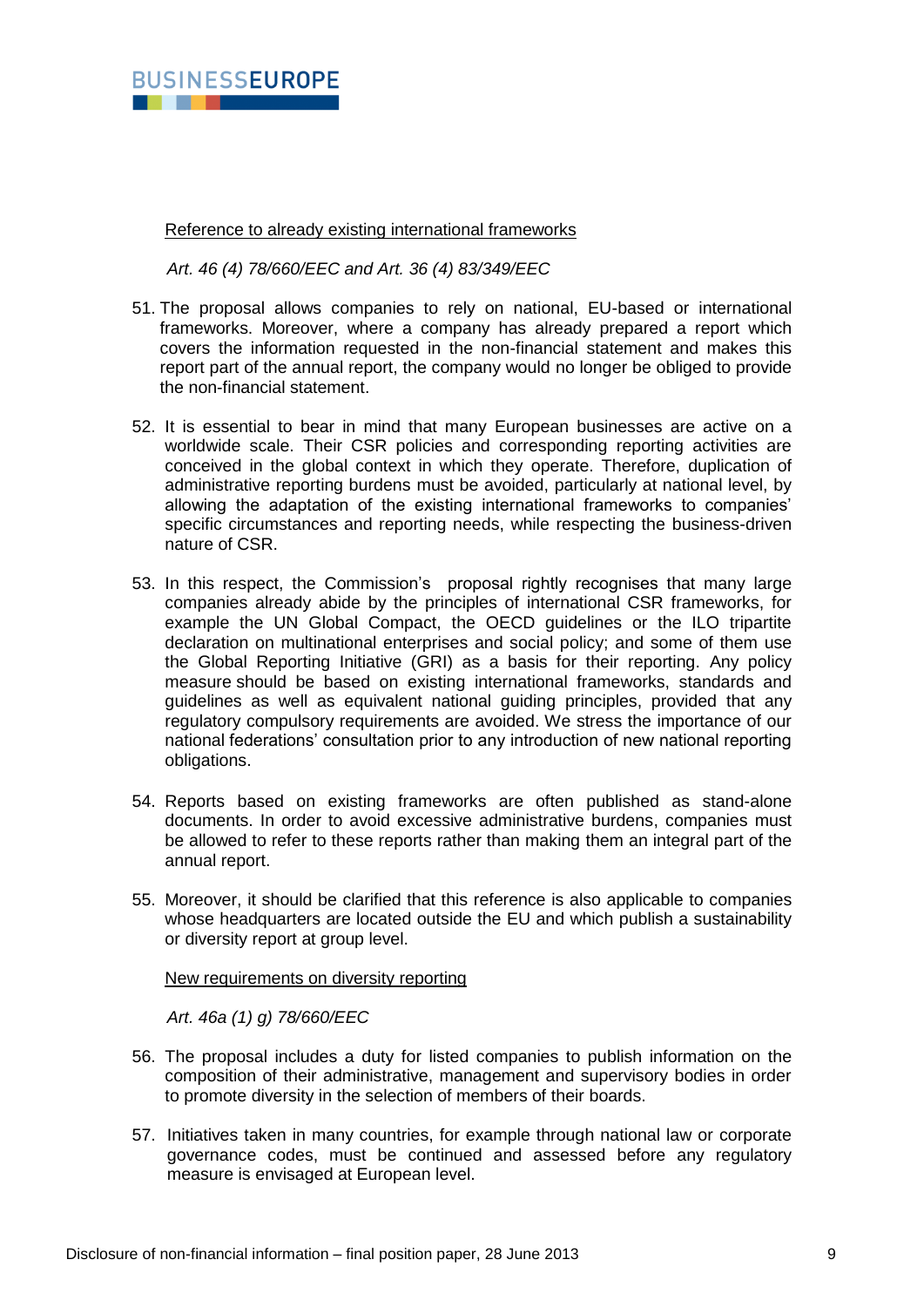Reference to already existing international frameworks

*Art. 46 (4) 78/660/EEC and Art. 36 (4) 83/349/EEC*

51. The proposal allows companies to rely on national, EU-based or international frameworks. Moreover, where a company has already prepared a report which covers the information requested in the non-financial statement and makes this report part of the annual report, the company would no longer be obliged to provide the non-financial statement.

52. It is essential to bear in mind that many European businesses are active on a worldwide scale. Their CSR policies and corresponding reporting activities are conceived in the global context in which they operate. Therefore, duplication of administrative reporting burdens must be avoided, particularly at national level, by allowing the adaptation of the existing international frameworks to companies' specific circumstances and reporting needs, while respecting the business-driven nature of CSR.

53. In this respect, the Commission's proposal rightly recognises that many large companies already abide by the principles of international CSR frameworks, for example the UN Global Compact, the OECD guidelines or the ILO tripartite declaration on multinational enterprises and social policy; and some of them use the Global Reporting Initiative (GRI) as a basis for their reporting. Any policy measure should be based on existing international frameworks, standards and guidelines as well as equivalent national guiding principles, provided that any regulatory compulsory requirements are avoided. We stress the importance of our national federations' consultation prior to any introduction of new national reporting obligations.

54. Reports based on existing frameworks are often published as stand-alone documents. In order to avoid excessive administrative burdens, companies must be allowed to refer to these reports rather than making them an integral part of the annual report.

55. Moreover, it should be clarified that this reference is also applicable to companies whose headquarters are located outside the EU and which publish a sustainability or diversity report at group level.

New requirements on diversity reporting

*Art. 46a (1) g) 78/660/EEC*

56. The proposal includes a duty for listed companies to publish information on the composition of their administrative, management and supervisory bodies in order to promote diversity in the selection of members of their boards.

57. Initiatives taken in many countries, for example through national law or corporate governance codes, must be continued and assessed before any regulatory measure is envisaged at European level.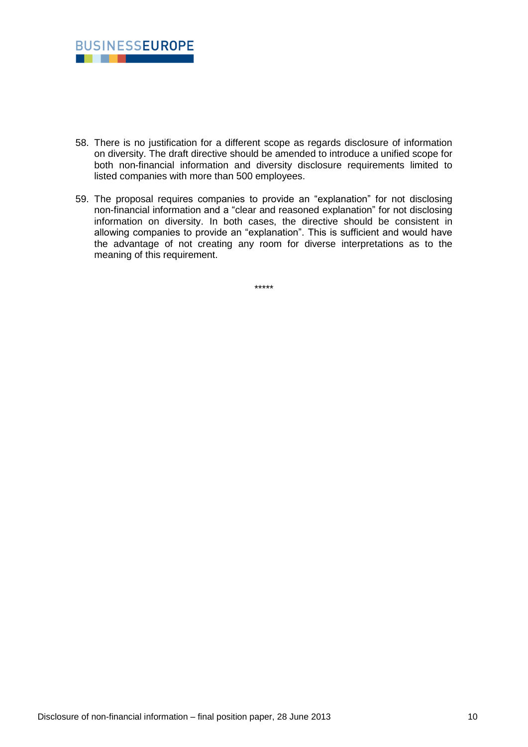58. There is no justification for a different scope as regards disclosure of information on diversity. The draft directive should be amended to introduce a unified scope for both non-financial information and diversity disclosure requirements limited to listed companies with more than 500 employees.

59. The proposal requires companies to provide an "explanation" for not disclosing non-financial information and a "clear and reasoned explanation" for not disclosing information on diversity. In both cases, the directive should be consistent in allowing companies to provide an "explanation". This is sufficient and would have the advantage of not creating any room for diverse interpretations as to the meaning of this requirement.

*****